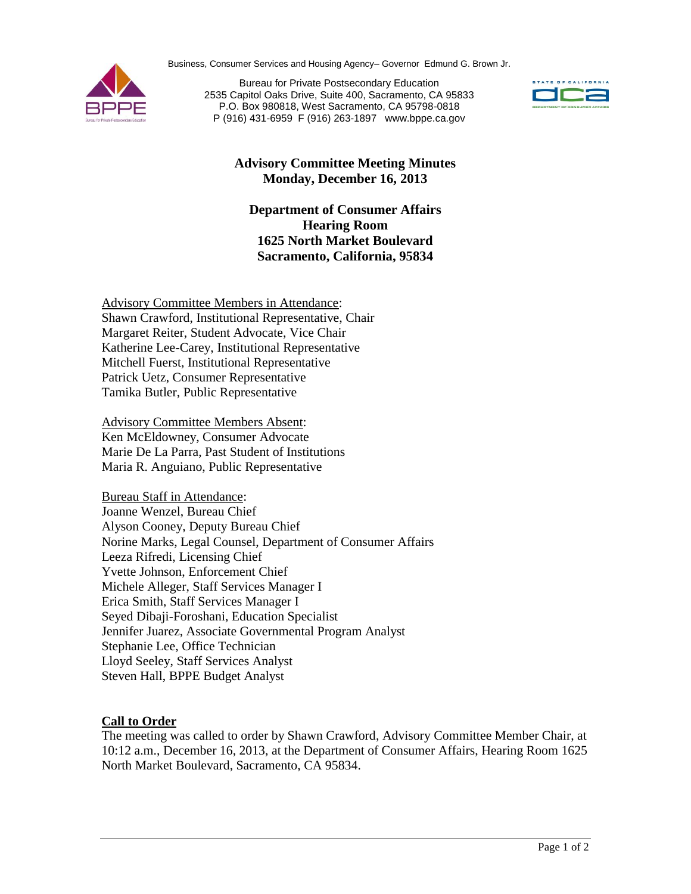Business, Consumer Services and Housing Agency– Governor Edmund G. Brown Jr.

Bureau for Private Postsecondary Education
2535 Capitol Oaks Drive, Suite 400, Sacramento, CA 95833
P.O. Box 980818, West Sacramento, CA 95798-0818
P (916) 431-6959 F (916) 263-1897 www.bppe.ca.gov

# Advisory Committee Meeting Minutes
## Monday, December 16, 2013

**Department of Consumer Affairs**
**Hearing Room**
**1625 North Market Boulevard**
**Sacramento, California, 95834**

Advisory Committee Members in Attendance:
Shawn Crawford, Institutional Representative, Chair
Margaret Reiter, Student Advocate, Vice Chair
Katherine Lee-Carey, Institutional Representative
Mitchell Fuerst, Institutional Representative
Patrick Uetz, Consumer Representative
Tamika Butler, Public Representative

Advisory Committee Members Absent:
Ken McEldowney, Consumer Advocate
Marie De La Parra, Past Student of Institutions
Maria R. Anguiano, Public Representative

Bureau Staff in Attendance:
Joanne Wenzel, Bureau Chief
Alyson Cooney, Deputy Bureau Chief
Norine Marks, Legal Counsel, Department of Consumer Affairs
Leeza Rifredi, Licensing Chief
Yvette Johnson, Enforcement Chief
Michele Alleger, Staff Services Manager I
Erica Smith, Staff Services Manager I
Seyed Dibaji-Foroshani, Education Specialist
Jennifer Juarez, Associate Governmental Program Analyst
Stephanie Lee, Office Technician
Lloyd Seeley, Staff Services Analyst
Steven Hall, BPPE Budget Analyst

### Call to Order

The meeting was called to order by Shawn Crawford, Advisory Committee Member Chair, at 10:12 a.m., December 16, 2013, at the Department of Consumer Affairs, Hearing Room 1625 North Market Boulevard, Sacramento, CA 95834.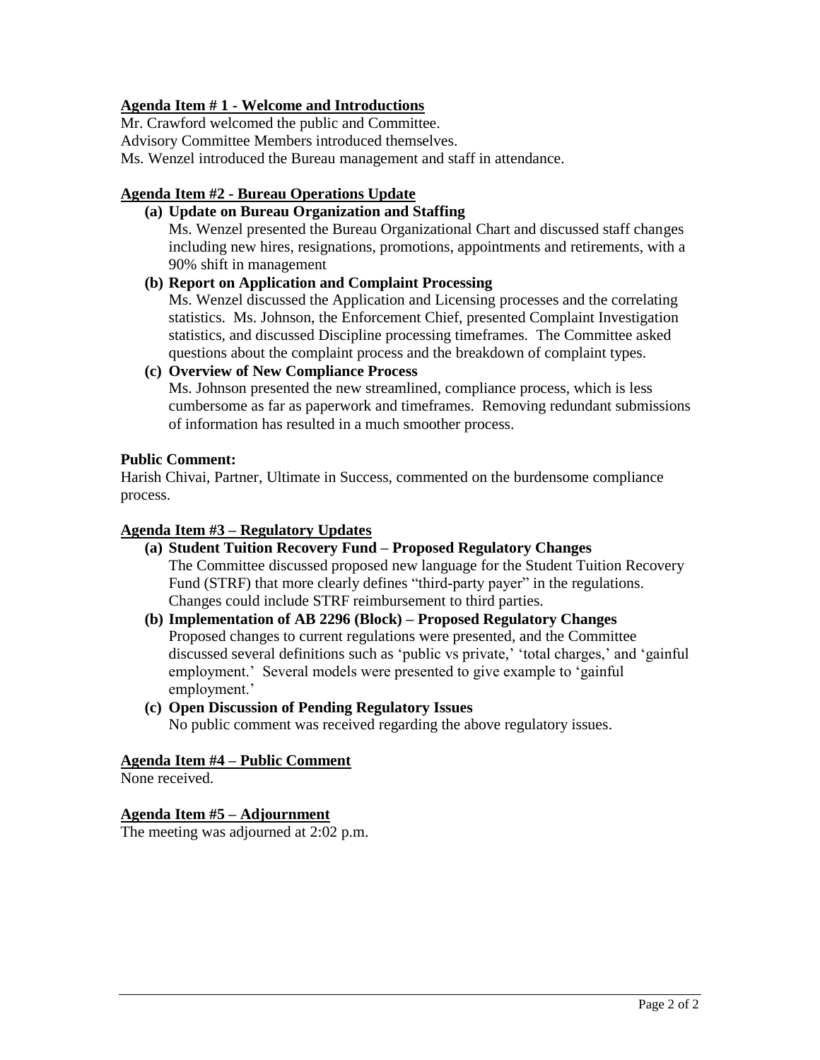**Agenda Item # 1 - Welcome and Introductions**

Mr. Crawford welcomed the public and Committee.
Advisory Committee Members introduced themselves.
Ms. Wenzel introduced the Bureau management and staff in attendance.

**Agenda Item #2 - Bureau Operations Update**

**(a) Update on Bureau Organization and Staffing**
Ms. Wenzel presented the Bureau Organizational Chart and discussed staff changes including new hires, resignations, promotions, appointments and retirements, with a 90% shift in management

**(b) Report on Application and Complaint Processing**
Ms. Wenzel discussed the Application and Licensing processes and the correlating statistics. Ms. Johnson, the Enforcement Chief, presented Complaint Investigation statistics, and discussed Discipline processing timeframes. The Committee asked questions about the complaint process and the breakdown of complaint types.

**(c) Overview of New Compliance Process**
Ms. Johnson presented the new streamlined, compliance process, which is less cumbersome as far as paperwork and timeframes. Removing redundant submissions of information has resulted in a much smoother process.

**Public Comment:**

Harish Chivai, Partner, Ultimate in Success, commented on the burdensome compliance process.

**Agenda Item #3 – Regulatory Updates**

**(a) Student Tuition Recovery Fund – Proposed Regulatory Changes**
The Committee discussed proposed new language for the Student Tuition Recovery Fund (STRF) that more clearly defines "third-party payer" in the regulations. Changes could include STRF reimbursement to third parties.

**(b) Implementation of AB 2296 (Block) – Proposed Regulatory Changes**
Proposed changes to current regulations were presented, and the Committee discussed several definitions such as 'public vs private,' 'total charges,' and 'gainful employment.' Several models were presented to give example to 'gainful employment.'

**(c) Open Discussion of Pending Regulatory Issues**
No public comment was received regarding the above regulatory issues.

**Agenda Item #4 – Public Comment**

None received.

**Agenda Item #5 – Adjournment**

The meeting was adjourned at 2:02 p.m.